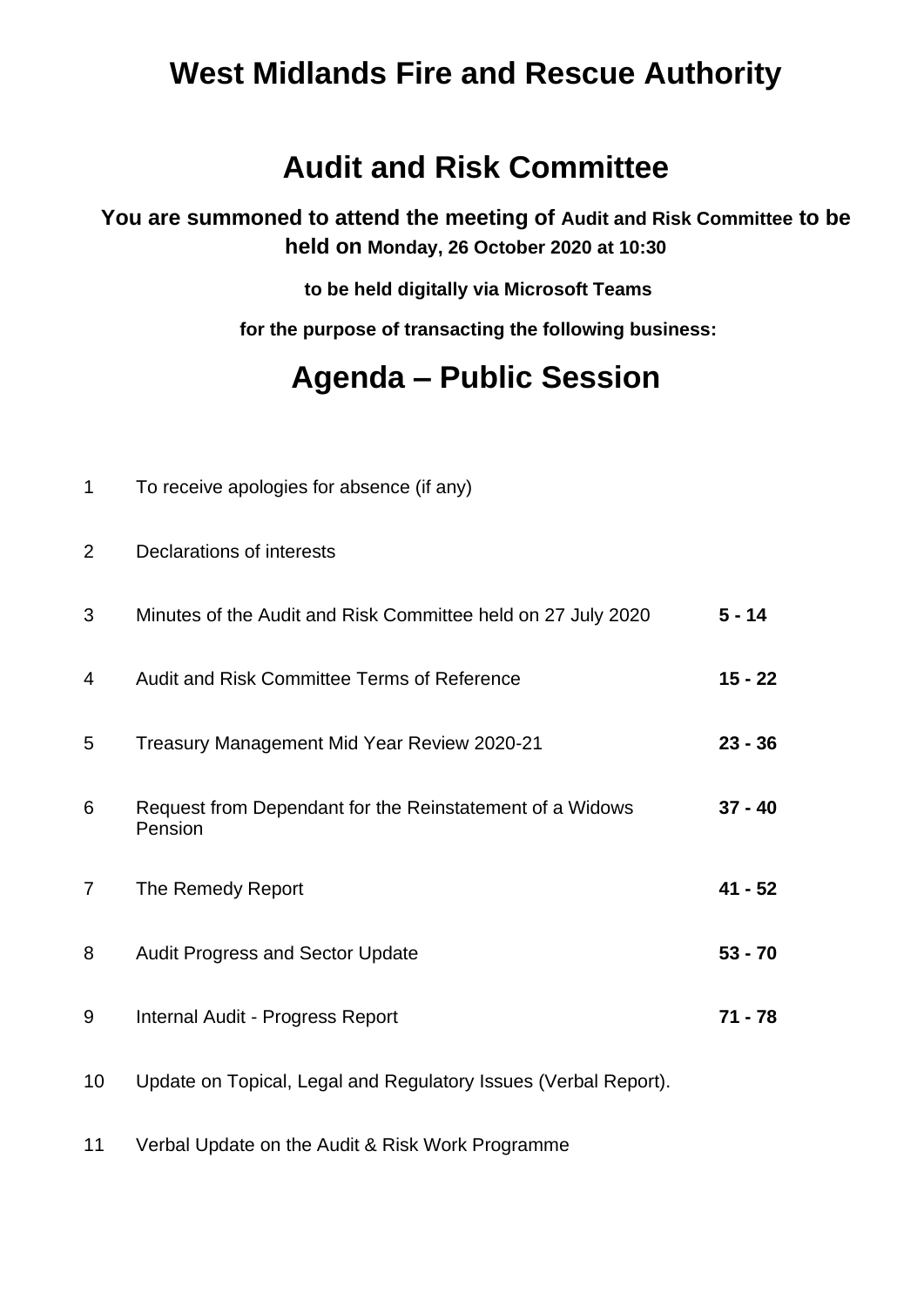# West Midlands Fire and Rescue Authority

# Audit and Risk Committee

**You are summoned to attend the meeting of Audit and Risk Committee to be held on Monday, 26 October 2020 at 10:30**

**to be held digitally via Microsoft Teams**

**for the purpose of transacting the following business:**

# Agenda – Public Session

| | | |
|---|---|---|
| 1 | To receive apologies for absence (if any) | |
| 2 | Declarations of interests | |
| 3 | Minutes of the Audit and Risk Committee held on 27 July 2020 | **5 - 14** |
| 4 | Audit and Risk Committee Terms of Reference | **15 - 22** |
| 5 | Treasury Management Mid Year Review 2020-21 | **23 - 36** |
| 6 | Request from Dependant for the Reinstatement of a Widows Pension | **37 - 40** |
| 7 | The Remedy Report | **41 - 52** |
| 8 | Audit Progress and Sector Update | **53 - 70** |
| 9 | Internal Audit - Progress Report | **71 - 78** |
| 10 | Update on Topical, Legal and Regulatory Issues (Verbal Report). | |
| 11 | Verbal Update on the Audit & Risk Work Programme | |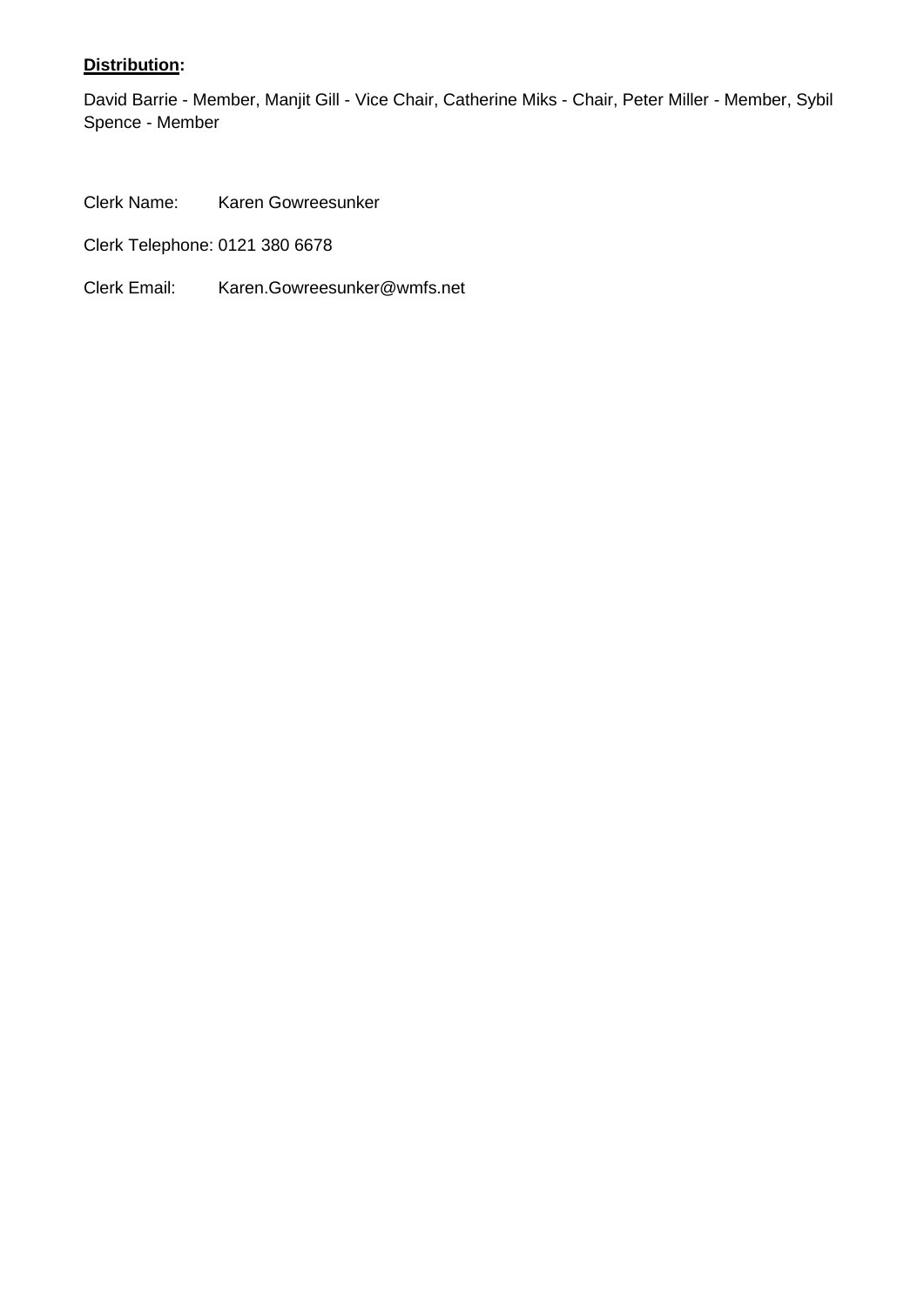**Distribution:**

David Barrie - Member, Manjit Gill - Vice Chair, Catherine Miks - Chair, Peter Miller - Member, Sybil Spence - Member

Clerk Name: Karen Gowreesunker

Clerk Telephone: 0121 380 6678

Clerk Email: Karen.Gowreesunker@wmfs.net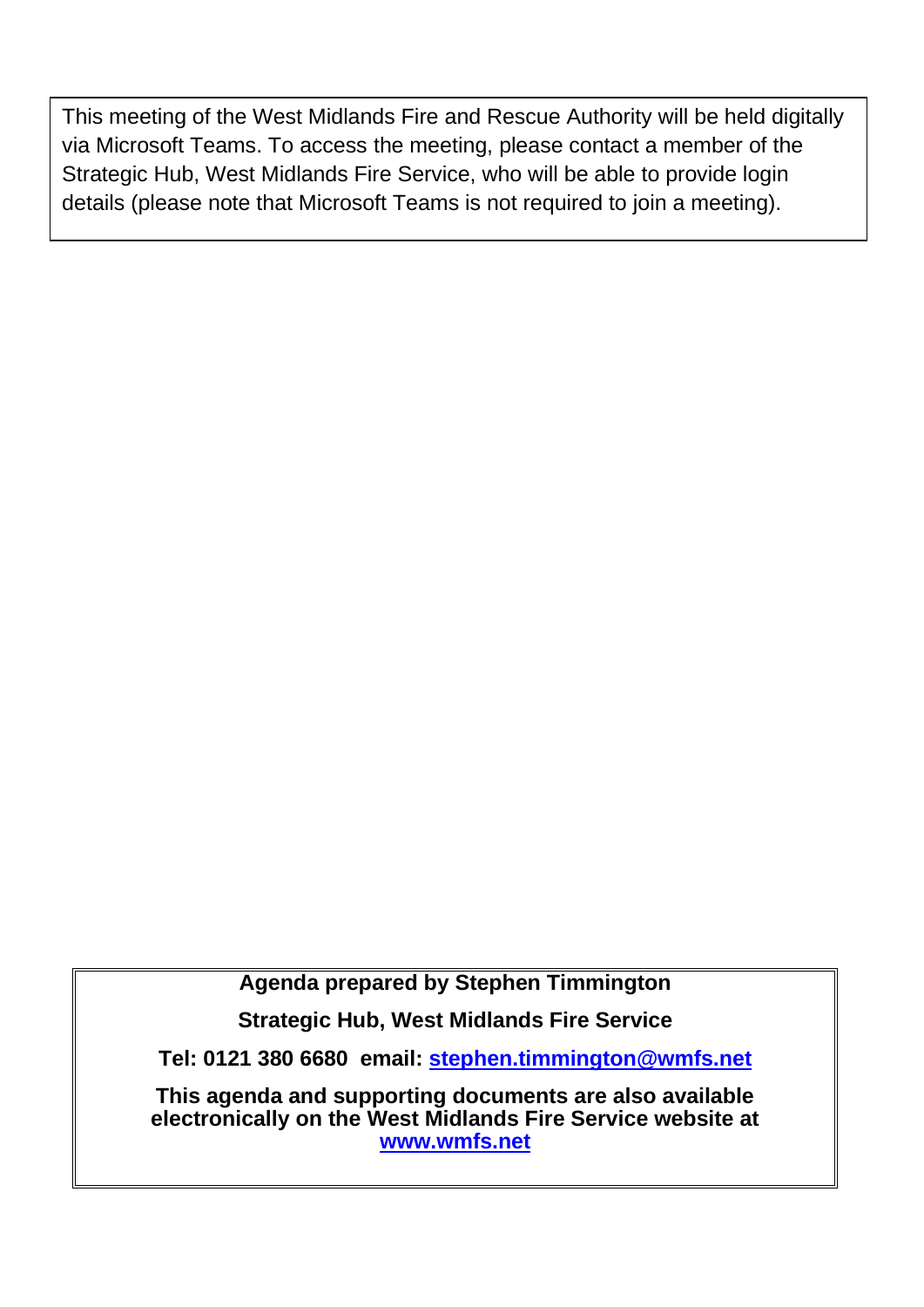This meeting of the West Midlands Fire and Rescue Authority will be held digitally via Microsoft Teams. To access the meeting, please contact a member of the Strategic Hub, West Midlands Fire Service, who will be able to provide login details (please note that Microsoft Teams is not required to join a meeting).

**Agenda prepared by Stephen Timmington**

**Strategic Hub, West Midlands Fire Service**

**Tel: 0121 380 6680 email: [stephen.timmington@wmfs.net](mailto:stephen.timmington@wmfs.net)**

**This agenda and supporting documents are also available electronically on the West Midlands Fire Service website at [www.wmfs.net](http://www.wmfs.net)**